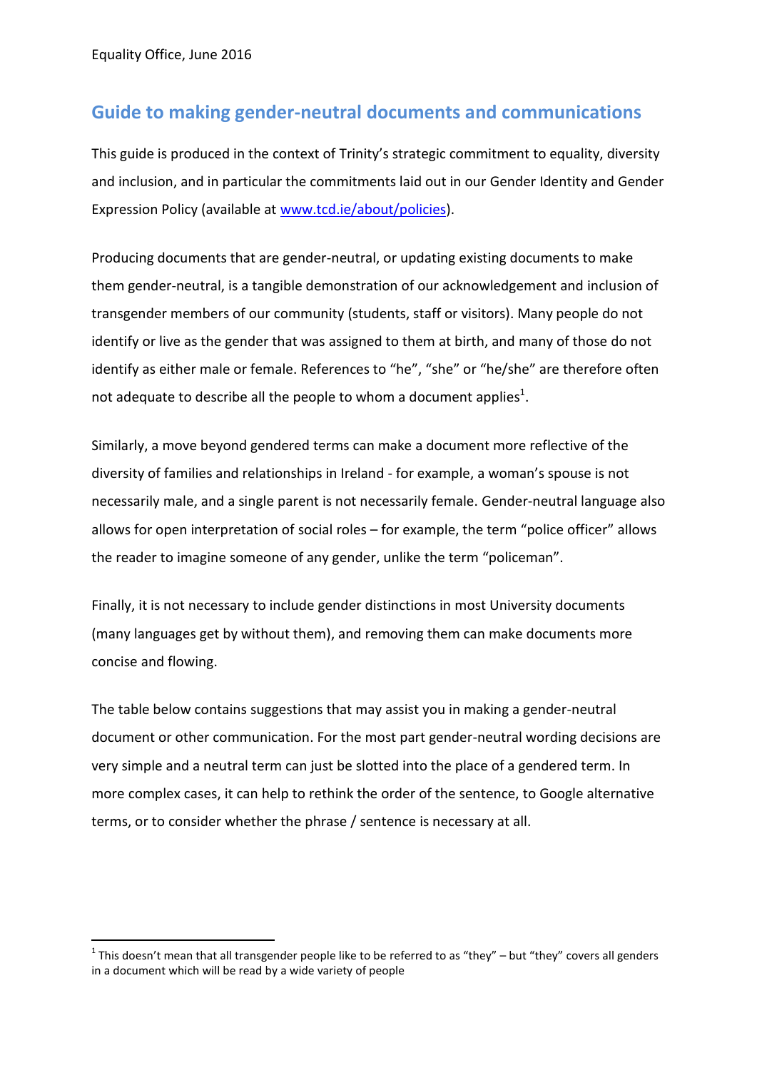Equality Office, June 2016

## Guide to making gender-neutral documents and communications

This guide is produced in the context of Trinity's strategic commitment to equality, diversity and inclusion, and in particular the commitments laid out in our Gender Identity and Gender Expression Policy (available at [www.tcd.ie/about/policies](www.tcd.ie/about/policies)).

Producing documents that are gender-neutral, or updating existing documents to make them gender-neutral, is a tangible demonstration of our acknowledgement and inclusion of transgender members of our community (students, staff or visitors). Many people do not identify or live as the gender that was assigned to them at birth, and many of those do not identify as either male or female. References to "he", "she" or "he/she" are therefore often not adequate to describe all the people to whom a document applies[1].

Similarly, a move beyond gendered terms can make a document more reflective of the diversity of families and relationships in Ireland - for example, a woman's spouse is not necessarily male, and a single parent is not necessarily female. Gender-neutral language also allows for open interpretation of social roles – for example, the term "police officer" allows the reader to imagine someone of any gender, unlike the term "policeman".

Finally, it is not necessary to include gender distinctions in most University documents (many languages get by without them), and removing them can make documents more concise and flowing.

The table below contains suggestions that may assist you in making a gender-neutral document or other communication. For the most part gender-neutral wording decisions are very simple and a neutral term can just be slotted into the place of a gendered term. In more complex cases, it can help to rethink the order of the sentence, to Google alternative terms, or to consider whether the phrase / sentence is necessary at all.

---

[1] This doesn't mean that all transgender people like to be referred to as "they" – but "they" covers all genders in a document which will be read by a wide variety of people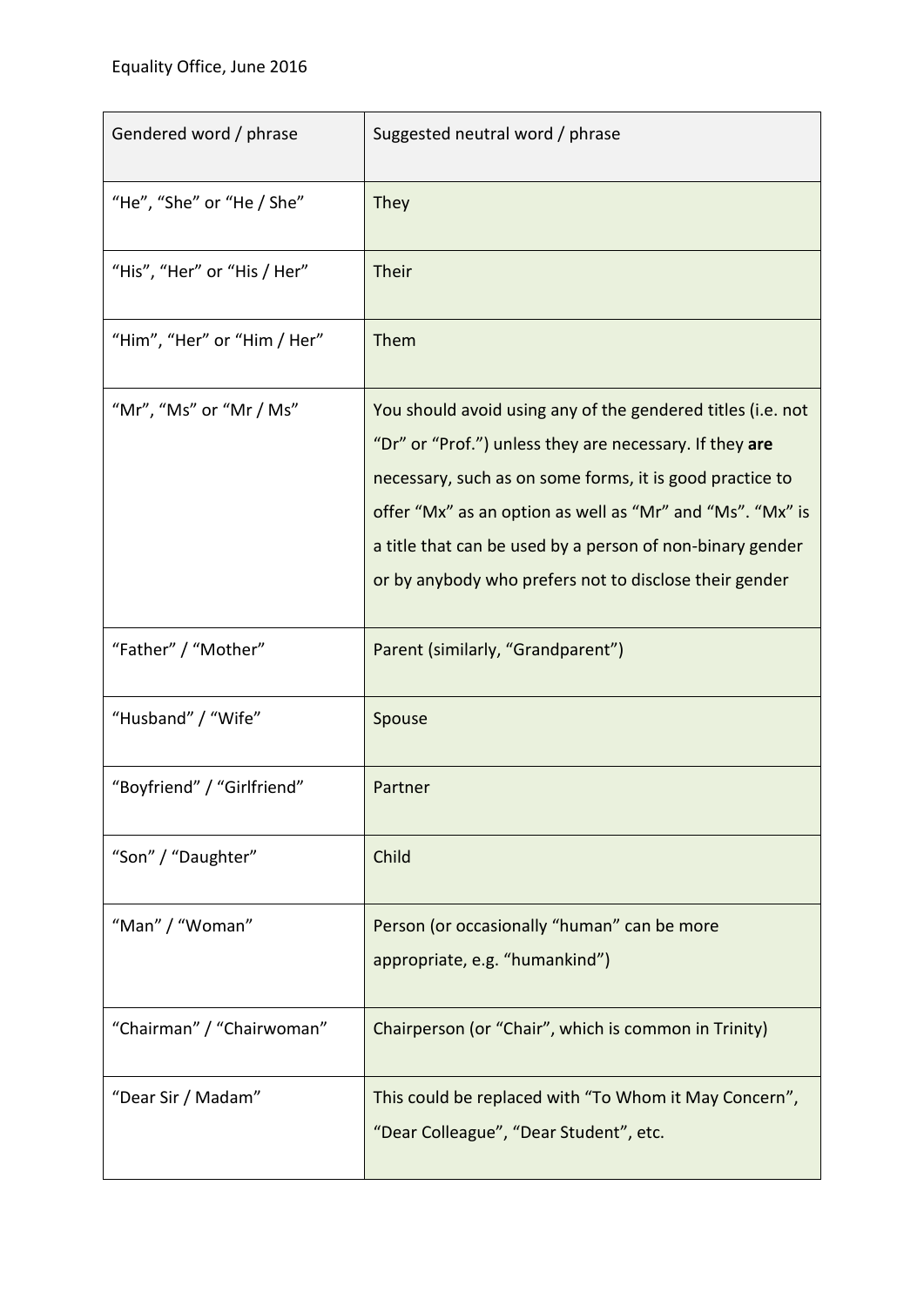| Gendered word / phrase | Suggested neutral word / phrase |
| --- | --- |
| “He”, “She” or “He / She” | They |
| “His”, “Her” or “His / Her” | Their |
| “Him”, “Her” or “Him / Her” | Them |
| “Mr”, “Ms” or “Mr / Ms” | You should avoid using any of the gendered titles (i.e. not “Dr” or “Prof.”) unless they are necessary. If they **are** necessary, such as on some forms, it is good practice to offer “Mx” as an option as well as “Mr” and “Ms”. “Mx” is a title that can be used by a person of non-binary gender or by anybody who prefers not to disclose their gender |
| “Father” / “Mother” | Parent (similarly, “Grandparent”) |
| “Husband” / “Wife” | Spouse |
| “Boyfriend” / “Girlfriend” | Partner |
| “Son” / “Daughter” | Child |
| “Man” / “Woman” | Person (or occasionally “human” can be more appropriate, e.g. “humankind”) |
| “Chairman” / “Chairwoman” | Chairperson (or “Chair”, which is common in Trinity) |
| “Dear Sir / Madam” | This could be replaced with “To Whom it May Concern”, “Dear Colleague”, “Dear Student”, etc. |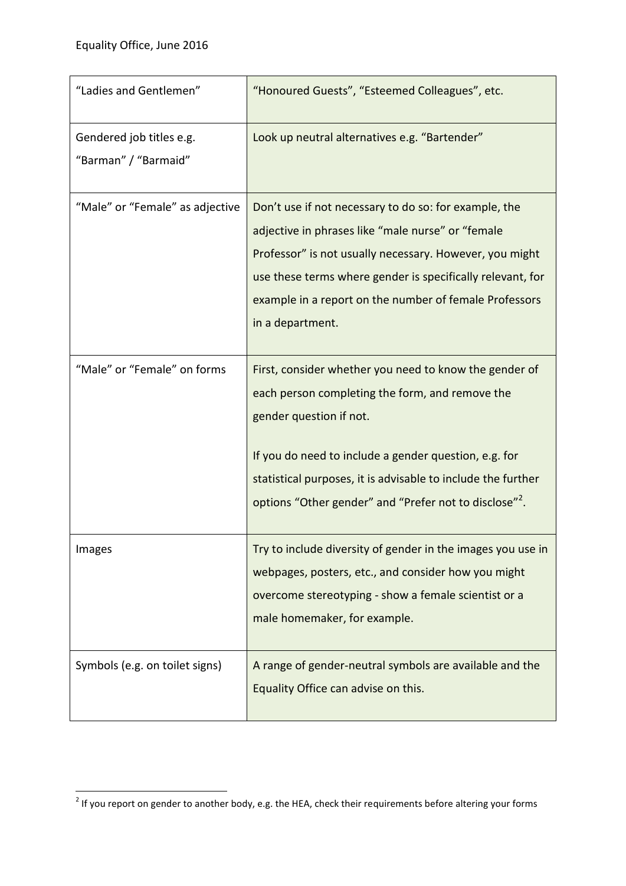| | |
|---|---|
| "Ladies and Gentlemen" | "Honoured Guests", "Esteemed Colleagues", etc. |
| Gendered job titles e.g. "Barman" / "Barmaid" | Look up neutral alternatives e.g. "Bartender" |
| "Male" or "Female" as adjective | Don't use if not necessary to do so: for example, the adjective in phrases like "male nurse" or "female Professor" is not usually necessary. However, you might use these terms where gender is specifically relevant, for example in a report on the number of female Professors in a department. |
| "Male" or "Female" on forms | First, consider whether you need to know the gender of each person completing the form, and remove the gender question if not.<br><br>If you do need to include a gender question, e.g. for statistical purposes, it is advisable to include the further options "Other gender" and "Prefer not to disclose"[2]. |
| Images | Try to include diversity of gender in the images you use in webpages, posters, etc., and consider how you might overcome stereotyping - show a female scientist or a male homemaker, for example. |
| Symbols (e.g. on toilet signs) | A range of gender-neutral symbols are available and the Equality Office can advise on this. |

[2] If you report on gender to another body, e.g. the HEA, check their requirements before altering your forms